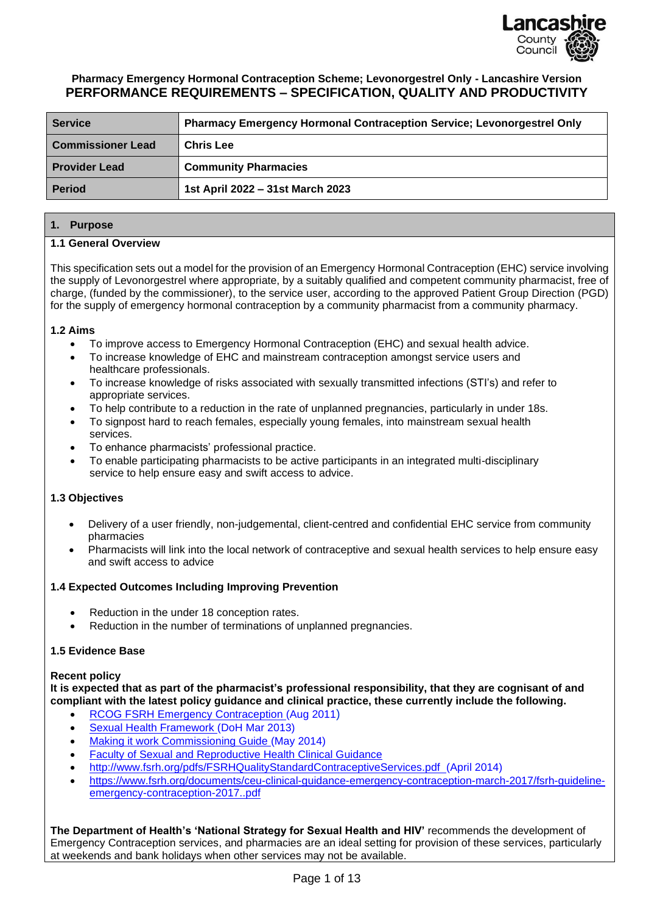**Pharmacy Emergency Hormonal Contraception Scheme; Levonorgestrel Only - Lancashire Version**

# PERFORMANCE REQUIREMENTS – SPECIFICATION, QUALITY AND PRODUCTIVITY

| **Service** | **Pharmacy Emergency Hormonal Contraception Service; Levonorgestrel Only** |
|---|---|
| **Commissioner Lead** | **Chris Lee** |
| **Provider Lead** | **Community Pharmacies** |
| **Period** | **1st April 2022 – 31st March 2023** |

## 1. Purpose

### 1.1 General Overview

This specification sets out a model for the provision of an Emergency Hormonal Contraception (EHC) service involving the supply of Levonorgestrel where appropriate, by a suitably qualified and competent community pharmacist, free of charge, (funded by the commissioner), to the service user, according to the approved Patient Group Direction (PGD) for the supply of emergency hormonal contraception by a community pharmacist from a community pharmacy.

### 1.2 Aims

- To improve access to Emergency Hormonal Contraception (EHC) and sexual health advice.
- To increase knowledge of EHC and mainstream contraception amongst service users and healthcare professionals.
- To increase knowledge of risks associated with sexually transmitted infections (STI's) and refer to appropriate services.
- To help contribute to a reduction in the rate of unplanned pregnancies, particularly in under 18s.
- To signpost hard to reach females, especially young females, into mainstream sexual health services.
- To enhance pharmacists' professional practice.
- To enable participating pharmacists to be active participants in an integrated multi-disciplinary service to help ensure easy and swift access to advice.

### 1.3 Objectives

- Delivery of a user friendly, non-judgemental, client-centred and confidential EHC service from community pharmacies
- Pharmacists will link into the local network of contraceptive and sexual health services to help ensure easy and swift access to advice

### 1.4 Expected Outcomes Including Improving Prevention

- Reduction in the under 18 conception rates.
- Reduction in the number of terminations of unplanned pregnancies.

### 1.5 Evidence Base

**Recent policy**

**It is expected that as part of the pharmacist's professional responsibility, that they are cognisant of and compliant with the latest policy guidance and clinical practice, these currently include the following.**

- RCOG FSRH Emergency Contraception (Aug 2011)
- Sexual Health Framework (DoH Mar 2013)
- Making it work Commissioning Guide (May 2014)
- Faculty of Sexual and Reproductive Health Clinical Guidance
- http://www.fsrh.org/pdfs/FSRHQualityStandardContraceptiveServices.pdf (April 2014)
- https://www.fsrh.org/documents/ceu-clinical-guidance-emergency-contraception-march-2017/fsrh-guideline-emergency-contraception-2017..pdf

**The Department of Health's 'National Strategy for Sexual Health and HIV'** recommends the development of Emergency Contraception services, and pharmacies are an ideal setting for provision of these services, particularly at weekends and bank holidays when other services may not be available.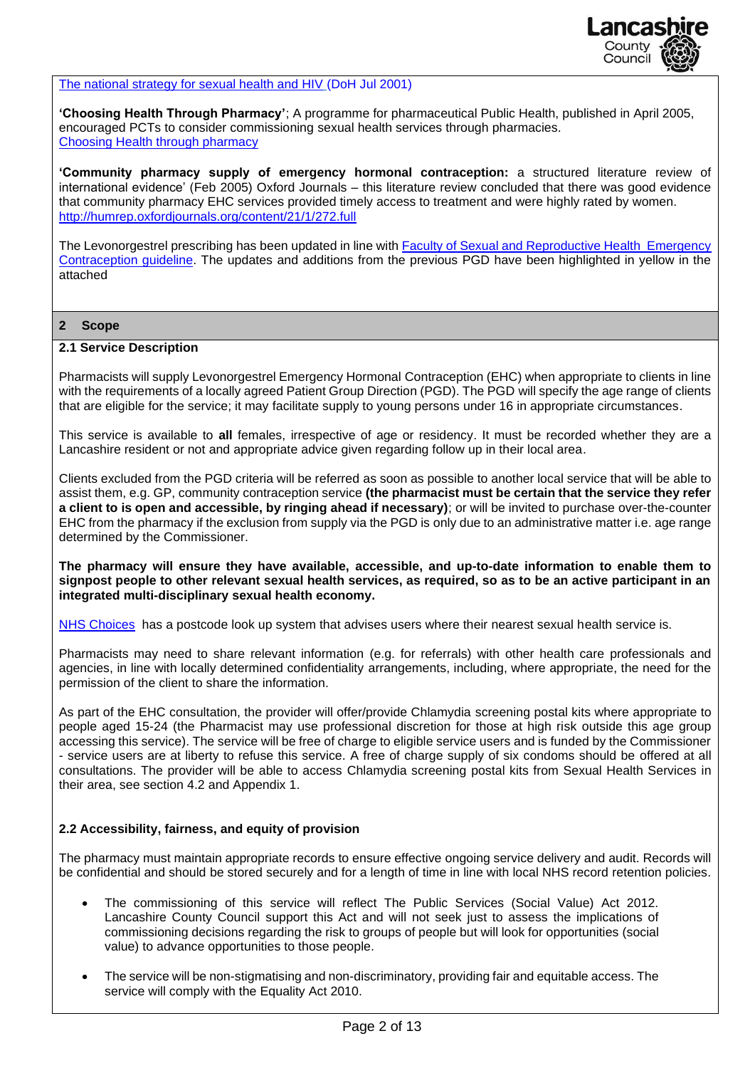[The national strategy for sexual health and HIV](#) (DoH Jul 2001)

**'Choosing Health Through Pharmacy'**; A programme for pharmaceutical Public Health, published in April 2005, encouraged PCTs to consider commissioning sexual health services through pharmacies.
[Choosing Health through pharmacy](#)

**'Community pharmacy supply of emergency hormonal contraception:** a structured literature review of international evidence' (Feb 2005) Oxford Journals – this literature review concluded that there was good evidence that community pharmacy EHC services provided timely access to treatment and were highly rated by women.
http://humrep.oxfordjournals.org/content/21/1/272.full

The Levonorgestrel prescribing has been updated in line with [Faculty of Sexual and Reproductive Health Emergency Contraception guideline](#). The updates and additions from the previous PGD have been highlighted in yellow in the attached

## 2 Scope

### 2.1 Service Description

Pharmacists will supply Levonorgestrel Emergency Hormonal Contraception (EHC) when appropriate to clients in line with the requirements of a locally agreed Patient Group Direction (PGD). The PGD will specify the age range of clients that are eligible for the service; it may facilitate supply to young persons under 16 in appropriate circumstances.

This service is available to **all** females, irrespective of age or residency. It must be recorded whether they are a Lancashire resident or not and appropriate advice given regarding follow up in their local area.

Clients excluded from the PGD criteria will be referred as soon as possible to another local service that will be able to assist them, e.g. GP, community contraception service **(the pharmacist must be certain that the service they refer a client to is open and accessible, by ringing ahead if necessary)**; or will be invited to purchase over-the-counter EHC from the pharmacy if the exclusion from supply via the PGD is only due to an administrative matter i.e. age range determined by the Commissioner.

**The pharmacy will ensure they have available, accessible, and up-to-date information to enable them to signpost people to other relevant sexual health services, as required, so as to be an active participant in an integrated multi-disciplinary sexual health economy.**

[NHS Choices](#) has a postcode look up system that advises users where their nearest sexual health service is.

Pharmacists may need to share relevant information (e.g. for referrals) with other health care professionals and agencies, in line with locally determined confidentiality arrangements, including, where appropriate, the need for the permission of the client to share the information.

As part of the EHC consultation, the provider will offer/provide Chlamydia screening postal kits where appropriate to people aged 15-24 (the Pharmacist may use professional discretion for those at high risk outside this age group accessing this service). The service will be free of charge to eligible service users and is funded by the Commissioner - service users are at liberty to refuse this service. A free of charge supply of six condoms should be offered at all consultations. The provider will be able to access Chlamydia screening postal kits from Sexual Health Services in their area, see section 4.2 and Appendix 1.

### 2.2 Accessibility, fairness, and equity of provision

The pharmacy must maintain appropriate records to ensure effective ongoing service delivery and audit. Records will be confidential and should be stored securely and for a length of time in line with local NHS record retention policies.

- The commissioning of this service will reflect The Public Services (Social Value) Act 2012. Lancashire County Council support this Act and will not seek just to assess the implications of commissioning decisions regarding the risk to groups of people but will look for opportunities (social value) to advance opportunities to those people.
- The service will be non-stigmatising and non-discriminatory, providing fair and equitable access. The service will comply with the Equality Act 2010.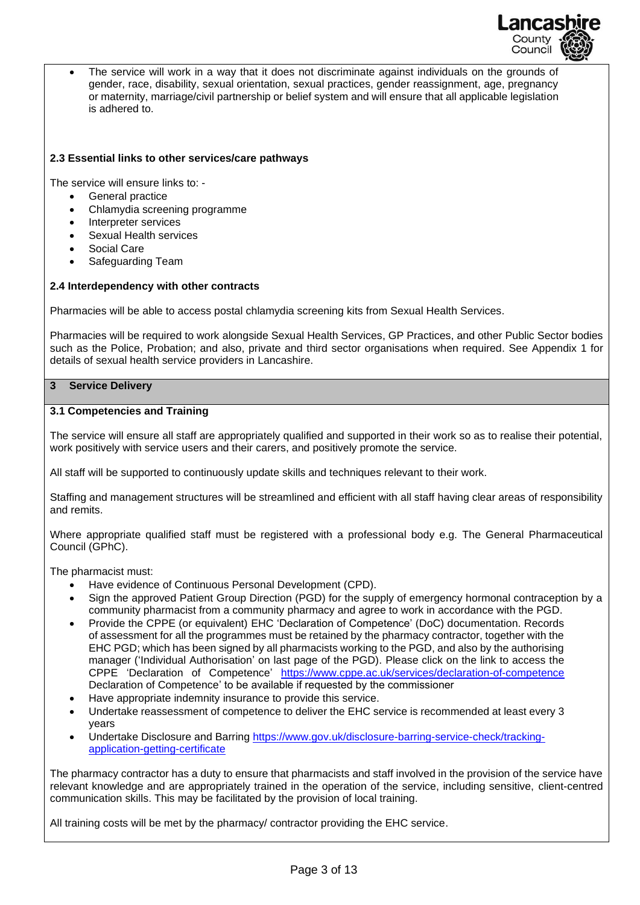- The service will work in a way that it does not discriminate against individuals on the grounds of gender, race, disability, sexual orientation, sexual practices, gender reassignment, age, pregnancy or maternity, marriage/civil partnership or belief system and will ensure that all applicable legislation is adhered to.

**2.3 Essential links to other services/care pathways**

The service will ensure links to: -

- General practice
- Chlamydia screening programme
- Interpreter services
- Sexual Health services
- Social Care
- Safeguarding Team

**2.4 Interdependency with other contracts**

Pharmacies will be able to access postal chlamydia screening kits from Sexual Health Services.

Pharmacies will be required to work alongside Sexual Health Services, GP Practices, and other Public Sector bodies such as the Police, Probation; and also, private and third sector organisations when required. See Appendix 1 for details of sexual health service providers in Lancashire.

## 3 Service Delivery

**3.1 Competencies and Training**

The service will ensure all staff are appropriately qualified and supported in their work so as to realise their potential, work positively with service users and their carers, and positively promote the service.

All staff will be supported to continuously update skills and techniques relevant to their work.

Staffing and management structures will be streamlined and efficient with all staff having clear areas of responsibility and remits.

Where appropriate qualified staff must be registered with a professional body e.g. The General Pharmaceutical Council (GPhC).

The pharmacist must:

- Have evidence of Continuous Personal Development (CPD).
- Sign the approved Patient Group Direction (PGD) for the supply of emergency hormonal contraception by a community pharmacist from a community pharmacy and agree to work in accordance with the PGD.
- Provide the CPPE (or equivalent) EHC 'Declaration of Competence' (DoC) documentation. Records of assessment for all the programmes must be retained by the pharmacy contractor, together with the EHC PGD; which has been signed by all pharmacists working to the PGD, and also by the authorising manager ('Individual Authorisation' on last page of the PGD). Please click on the link to access the CPPE 'Declaration of Competence' https://www.cppe.ac.uk/services/declaration-of-competence Declaration of Competence' to be available if requested by the commissioner
- Have appropriate indemnity insurance to provide this service.
- Undertake reassessment of competence to deliver the EHC service is recommended at least every 3 years
- Undertake Disclosure and Barring https://www.gov.uk/disclosure-barring-service-check/tracking-application-getting-certificate

The pharmacy contractor has a duty to ensure that pharmacists and staff involved in the provision of the service have relevant knowledge and are appropriately trained in the operation of the service, including sensitive, client-centred communication skills. This may be facilitated by the provision of local training.

All training costs will be met by the pharmacy/ contractor providing the EHC service.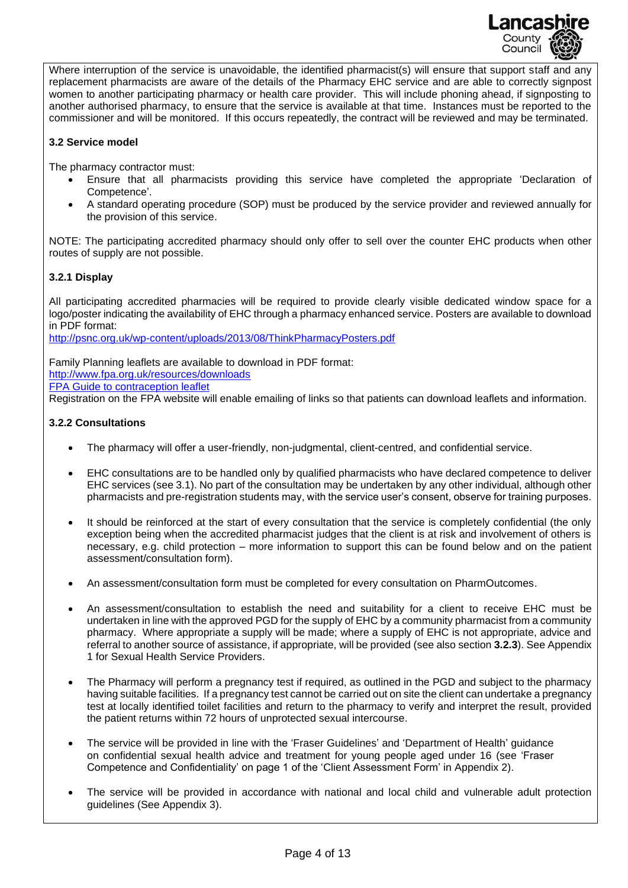Where interruption of the service is unavoidable, the identified pharmacist(s) will ensure that support staff and any replacement pharmacists are aware of the details of the Pharmacy EHC service and are able to correctly signpost women to another participating pharmacy or health care provider. This will include phoning ahead, if signposting to another authorised pharmacy, to ensure that the service is available at that time. Instances must be reported to the commissioner and will be monitored. If this occurs repeatedly, the contract will be reviewed and may be terminated.

### 3.2 Service model

The pharmacy contractor must:

- Ensure that all pharmacists providing this service have completed the appropriate 'Declaration of Competence'.
- A standard operating procedure (SOP) must be produced by the service provider and reviewed annually for the provision of this service.

NOTE: The participating accredited pharmacy should only offer to sell over the counter EHC products when other routes of supply are not possible.

#### 3.2.1 Display

All participating accredited pharmacies will be required to provide clearly visible dedicated window space for a logo/poster indicating the availability of EHC through a pharmacy enhanced service. Posters are available to download in PDF format:
[http://psnc.org.uk/wp-content/uploads/2013/08/ThinkPharmacyPosters.pdf](http://psnc.org.uk/wp-content/uploads/2013/08/ThinkPharmacyPosters.pdf)

Family Planning leaflets are available to download in PDF format:
[http://www.fpa.org.uk/resources/downloads](http://www.fpa.org.uk/resources/downloads)
FPA Guide to contraception leaflet
Registration on the FPA website will enable emailing of links so that patients can download leaflets and information.

#### 3.2.2 Consultations

- The pharmacy will offer a user-friendly, non-judgmental, client-centred, and confidential service.
- EHC consultations are to be handled only by qualified pharmacists who have declared competence to deliver EHC services (see 3.1). No part of the consultation may be undertaken by any other individual, although other pharmacists and pre-registration students may, with the service user's consent, observe for training purposes.
- It should be reinforced at the start of every consultation that the service is completely confidential (the only exception being when the accredited pharmacist judges that the client is at risk and involvement of others is necessary, e.g. child protection – more information to support this can be found below and on the patient assessment/consultation form).
- An assessment/consultation form must be completed for every consultation on PharmOutcomes.
- An assessment/consultation to establish the need and suitability for a client to receive EHC must be undertaken in line with the approved PGD for the supply of EHC by a community pharmacist from a community pharmacy. Where appropriate a supply will be made; where a supply of EHC is not appropriate, advice and referral to another source of assistance, if appropriate, will be provided (see also section **3.2.3**). See Appendix 1 for Sexual Health Service Providers.
- The Pharmacy will perform a pregnancy test if required, as outlined in the PGD and subject to the pharmacy having suitable facilities. If a pregnancy test cannot be carried out on site the client can undertake a pregnancy test at locally identified toilet facilities and return to the pharmacy to verify and interpret the result, provided the patient returns within 72 hours of unprotected sexual intercourse.
- The service will be provided in line with the 'Fraser Guidelines' and 'Department of Health' guidance on confidential sexual health advice and treatment for young people aged under 16 (see 'Fraser Competence and Confidentiality' on page 1 of the 'Client Assessment Form' in Appendix 2).
- The service will be provided in accordance with national and local child and vulnerable adult protection guidelines (See Appendix 3).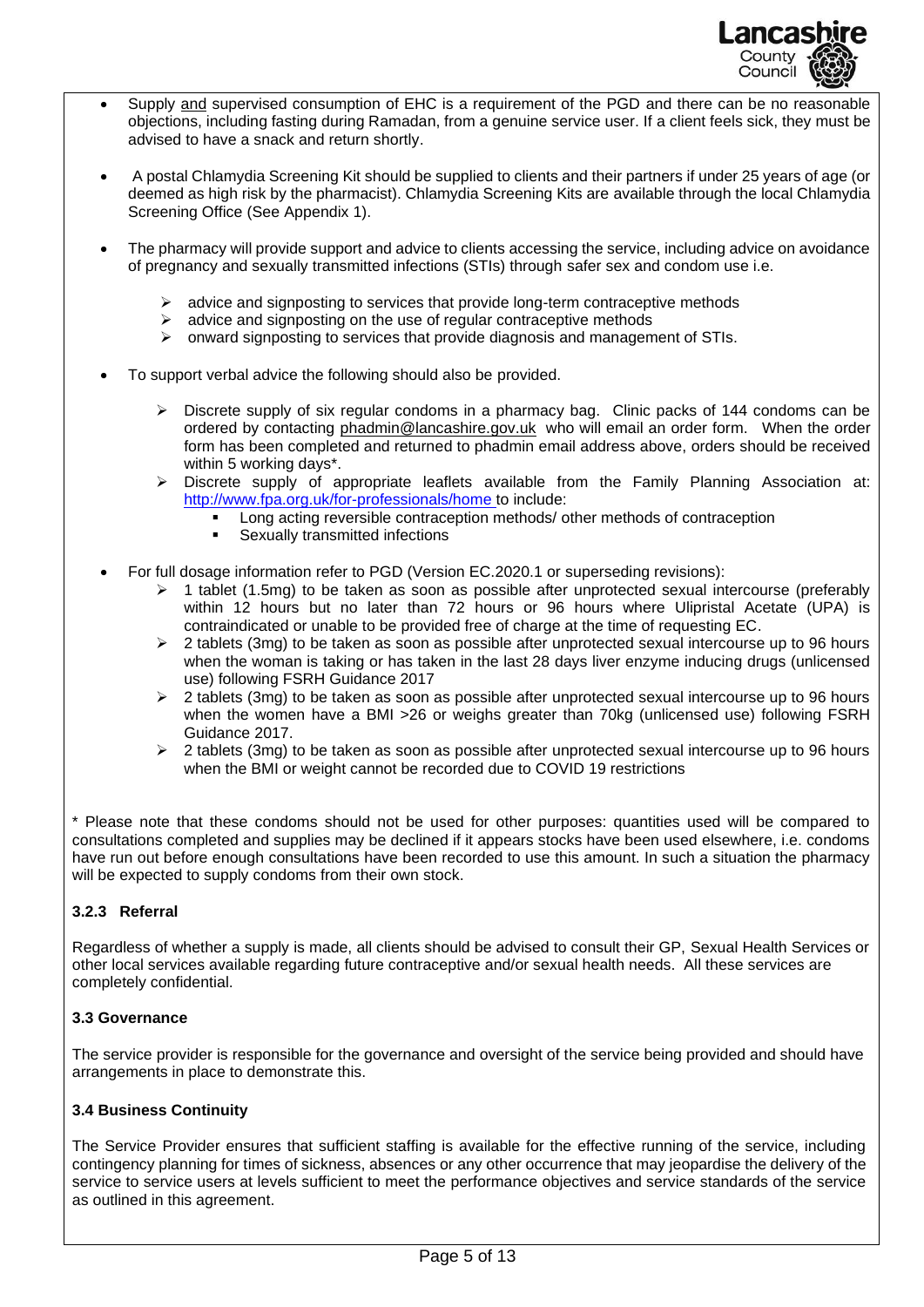- Supply and supervised consumption of EHC is a requirement of the PGD and there can be no reasonable objections, including fasting during Ramadan, from a genuine service user. If a client feels sick, they must be advised to have a snack and return shortly.

- A postal Chlamydia Screening Kit should be supplied to clients and their partners if under 25 years of age (or deemed as high risk by the pharmacist). Chlamydia Screening Kits are available through the local Chlamydia Screening Office (See Appendix 1).

- The pharmacy will provide support and advice to clients accessing the service, including advice on avoidance of pregnancy and sexually transmitted infections (STIs) through safer sex and condom use i.e.

  - advice and signposting to services that provide long-term contraceptive methods
  - advice and signposting on the use of regular contraceptive methods
  - onward signposting to services that provide diagnosis and management of STIs.

- To support verbal advice the following should also be provided.

  - Discrete supply of six regular condoms in a pharmacy bag. Clinic packs of 144 condoms can be ordered by contacting phadmin@lancashire.gov.uk who will email an order form. When the order form has been completed and returned to phadmin email address above, orders should be received within 5 working days*.
  - Discrete supply of appropriate leaflets available from the Family Planning Association at: http://www.fpa.org.uk/for-professionals/home to include:
    - Long acting reversible contraception methods/ other methods of contraception
    - Sexually transmitted infections

- For full dosage information refer to PGD (Version EC.2020.1 or superseding revisions):
  - 1 tablet (1.5mg) to be taken as soon as possible after unprotected sexual intercourse (preferably within 12 hours but no later than 72 hours or 96 hours where Ulipristal Acetate (UPA) is contraindicated or unable to be provided free of charge at the time of requesting EC.
  - 2 tablets (3mg) to be taken as soon as possible after unprotected sexual intercourse up to 96 hours when the woman is taking or has taken in the last 28 days liver enzyme inducing drugs (unlicensed use) following FSRH Guidance 2017
  - 2 tablets (3mg) to be taken as soon as possible after unprotected sexual intercourse up to 96 hours when the women have a BMI >26 or weighs greater than 70kg (unlicensed use) following FSRH Guidance 2017.
  - 2 tablets (3mg) to be taken as soon as possible after unprotected sexual intercourse up to 96 hours when the BMI or weight cannot be recorded due to COVID 19 restrictions

* Please note that these condoms should not be used for other purposes: quantities used will be compared to consultations completed and supplies may be declined if it appears stocks have been used elsewhere, i.e. condoms have run out before enough consultations have been recorded to use this amount. In such a situation the pharmacy will be expected to supply condoms from their own stock.

### 3.2.3 Referral

Regardless of whether a supply is made, all clients should be advised to consult their GP, Sexual Health Services or other local services available regarding future contraceptive and/or sexual health needs. All these services are completely confidential.

### 3.3 Governance

The service provider is responsible for the governance and oversight of the service being provided and should have arrangements in place to demonstrate this.

### 3.4 Business Continuity

The Service Provider ensures that sufficient staffing is available for the effective running of the service, including contingency planning for times of sickness, absences or any other occurrence that may jeopardise the delivery of the service to service users at levels sufficient to meet the performance objectives and service standards of the service as outlined in this agreement.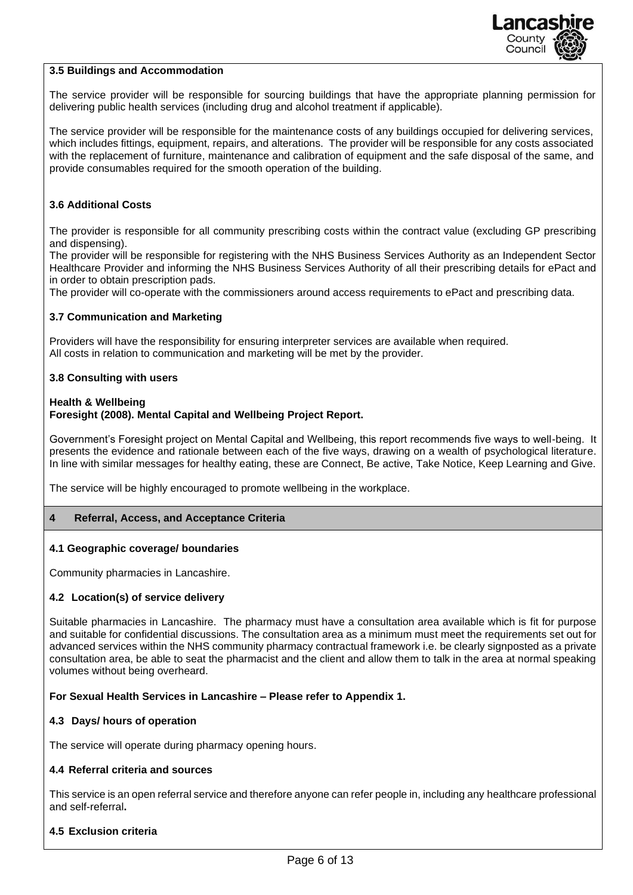### 3.5 Buildings and Accommodation

The service provider will be responsible for sourcing buildings that have the appropriate planning permission for delivering public health services (including drug and alcohol treatment if applicable).

The service provider will be responsible for the maintenance costs of any buildings occupied for delivering services, which includes fittings, equipment, repairs, and alterations. The provider will be responsible for any costs associated with the replacement of furniture, maintenance and calibration of equipment and the safe disposal of the same, and provide consumables required for the smooth operation of the building.

### 3.6 Additional Costs

The provider is responsible for all community prescribing costs within the contract value (excluding GP prescribing and dispensing).
The provider will be responsible for registering with the NHS Business Services Authority as an Independent Sector Healthcare Provider and informing the NHS Business Services Authority of all their prescribing details for ePact and in order to obtain prescription pads.
The provider will co-operate with the commissioners around access requirements to ePact and prescribing data.

### 3.7 Communication and Marketing

Providers will have the responsibility for ensuring interpreter services are available when required.
All costs in relation to communication and marketing will be met by the provider.

### 3.8 Consulting with users

**Health & Wellbeing**
**Foresight (2008). Mental Capital and Wellbeing Project Report.**

Government's Foresight project on Mental Capital and Wellbeing, this report recommends five ways to well-being. It presents the evidence and rationale between each of the five ways, drawing on a wealth of psychological literature. In line with similar messages for healthy eating, these are Connect, Be active, Take Notice, Keep Learning and Give.

The service will be highly encouraged to promote wellbeing in the workplace.

## 4 Referral, Access, and Acceptance Criteria

### 4.1 Geographic coverage/ boundaries

Community pharmacies in Lancashire.

### 4.2 Location(s) of service delivery

Suitable pharmacies in Lancashire. The pharmacy must have a consultation area available which is fit for purpose and suitable for confidential discussions. The consultation area as a minimum must meet the requirements set out for advanced services within the NHS community pharmacy contractual framework i.e. be clearly signposted as a private consultation area, be able to seat the pharmacist and the client and allow them to talk in the area at normal speaking volumes without being overheard.

**For Sexual Health Services in Lancashire – Please refer to Appendix 1.**

### 4.3 Days/ hours of operation

The service will operate during pharmacy opening hours.

### 4.4 Referral criteria and sources

This service is an open referral service and therefore anyone can refer people in, including any healthcare professional and self-referral**.**

### 4.5 Exclusion criteria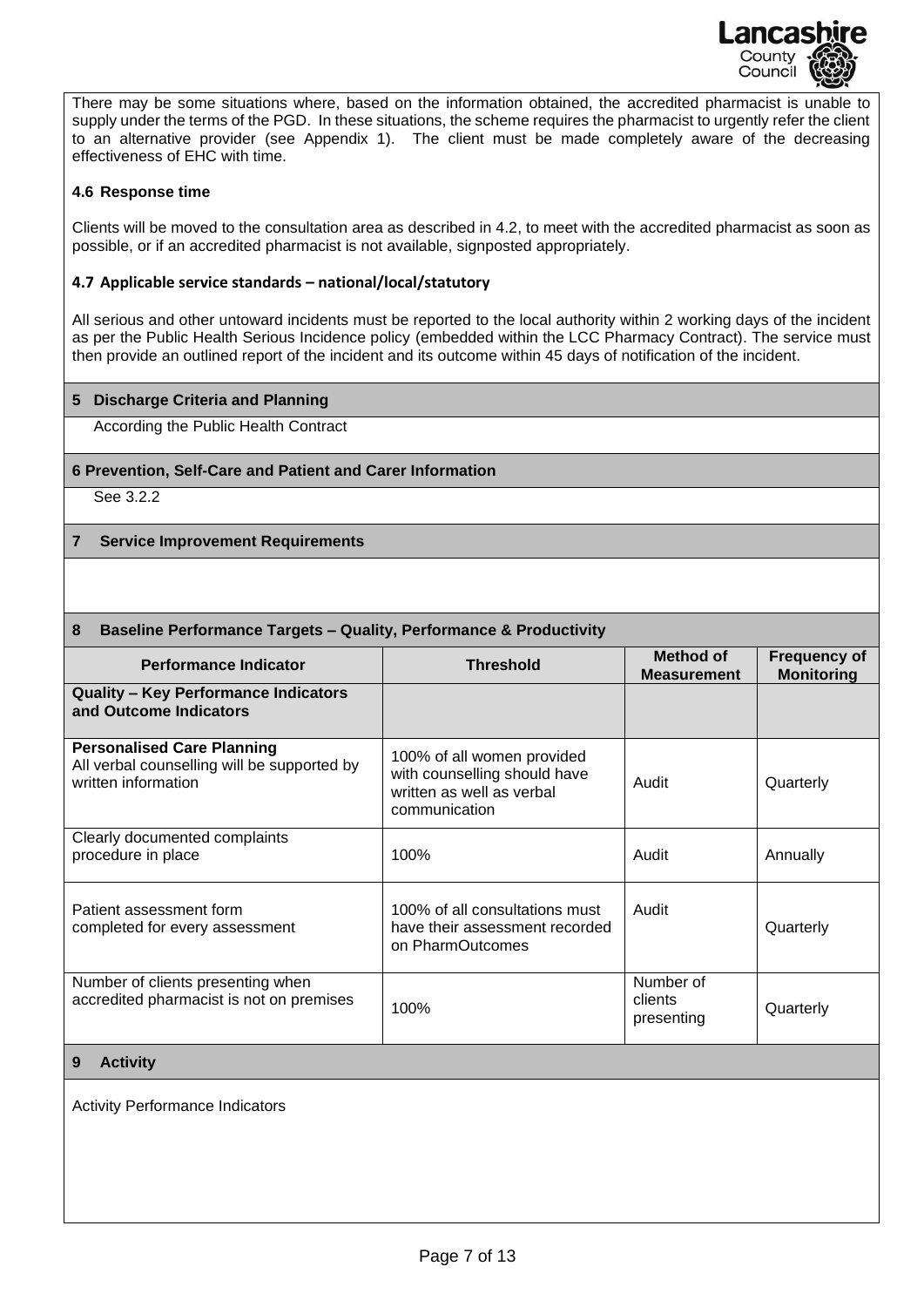There may be some situations where, based on the information obtained, the accredited pharmacist is unable to supply under the terms of the PGD. In these situations, the scheme requires the pharmacist to urgently refer the client to an alternative provider (see Appendix 1). The client must be made completely aware of the decreasing effectiveness of EHC with time.

### 4.6 Response time

Clients will be moved to the consultation area as described in 4.2, to meet with the accredited pharmacist as soon as possible, or if an accredited pharmacist is not available, signposted appropriately.

### 4.7 Applicable service standards – national/local/statutory

All serious and other untoward incidents must be reported to the local authority within 2 working days of the incident as per the Public Health Serious Incidence policy (embedded within the LCC Pharmacy Contract). The service must then provide an outlined report of the incident and its outcome within 45 days of notification of the incident.

## 5 Discharge Criteria and Planning

According the Public Health Contract

## 6 Prevention, Self-Care and Patient and Carer Information

See 3.2.2

## 7 Service Improvement Requirements

## 8 Baseline Performance Targets – Quality, Performance & Productivity

| Performance Indicator | Threshold | Method of Measurement | Frequency of Monitoring |
|---|---|---|---|
| **Quality – Key Performance Indicators and Outcome Indicators** | | | |
| **Personalised Care Planning** All verbal counselling will be supported by written information | 100% of all women provided with counselling should have written as well as verbal communication | Audit | Quarterly |
| Clearly documented complaints procedure in place | 100% | Audit | Annually |
| Patient assessment form completed for every assessment | 100% of all consultations must have their assessment recorded on PharmOutcomes | Audit | Quarterly |
| Number of clients presenting when accredited pharmacist is not on premises | 100% | Number of clients presenting | Quarterly |

## 9 Activity

Activity Performance Indicators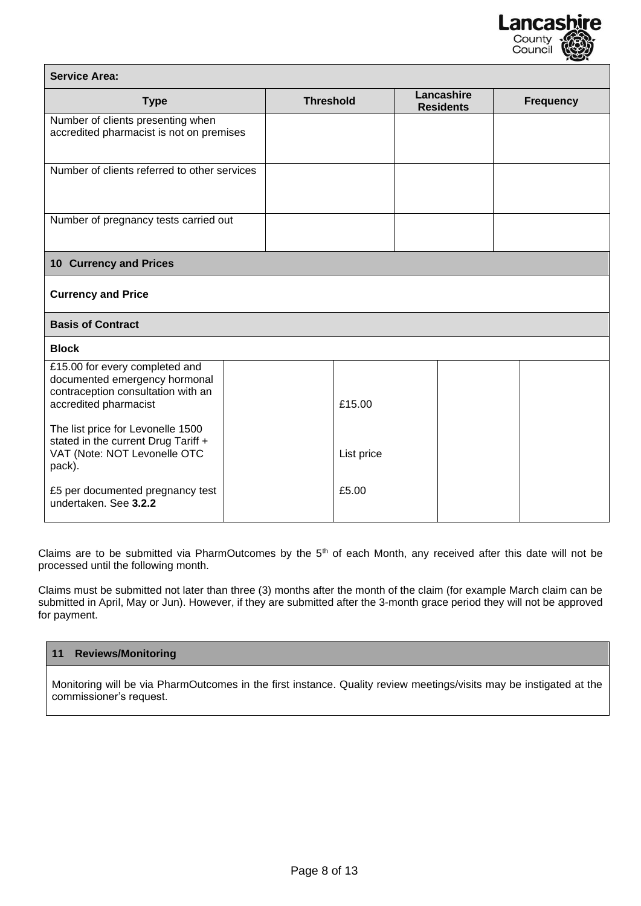| Service Area: | | | |
|---|---|---|---|
| **Type** | **Threshold** | **Lancashire Residents** | **Frequency** |
| Number of clients presenting when accredited pharmacist is not on premises | | | |
| Number of clients referred to other services | | | |
| Number of pregnancy tests carried out | | | |

## 10 Currency and Prices

**Currency and Price**

**Basis of Contract**

**Block**

| | | | | |
|---|---|---|---|---|
| £15.00 for every completed and documented emergency hormonal contraception consultation with an accredited pharmacist | | £15.00 | | |
| The list price for Levonelle 1500 stated in the current Drug Tariff + VAT (Note: NOT Levonelle OTC pack). | | List price | | |
| £5 per documented pregnancy test undertaken. See **3.2.2** | | £5.00 | | |

Claims are to be submitted via PharmOutcomes by the 5th of each Month, any received after this date will not be processed until the following month.

Claims must be submitted not later than three (3) months after the month of the claim (for example March claim can be submitted in April, May or Jun). However, if they are submitted after the 3-month grace period they will not be approved for payment.

## 11 Reviews/Monitoring

Monitoring will be via PharmOutcomes in the first instance. Quality review meetings/visits may be instigated at the commissioner's request.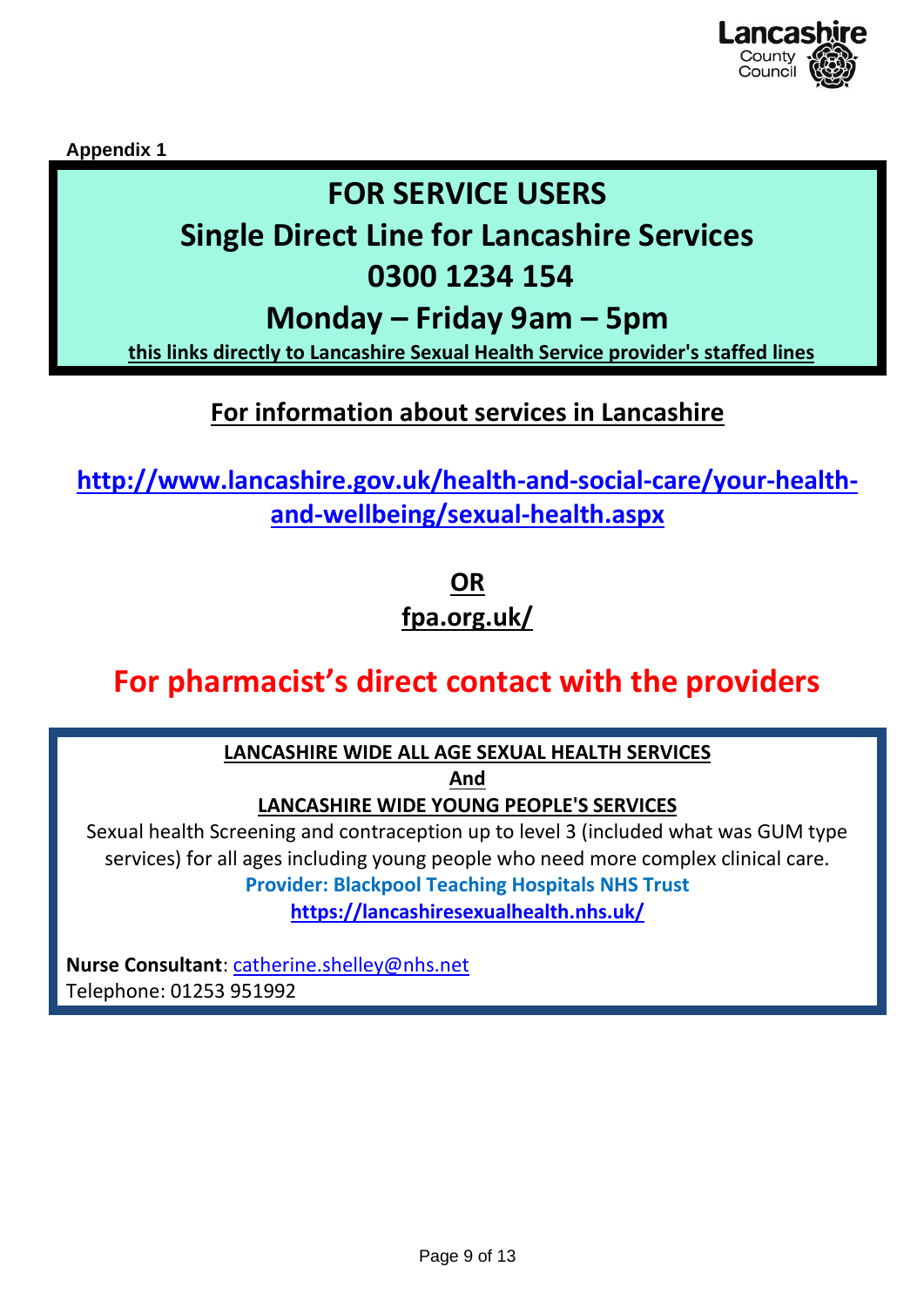Appendix 1

# FOR SERVICE USERS

# Single Direct Line for Lancashire Services

# 0300 1234 154

# Monday – Friday 9am – 5pm

**this links directly to Lancashire Sexual Health Service provider's staffed lines**

## For information about services in Lancashire

**http://www.lancashire.gov.uk/health-and-social-care/your-health-and-wellbeing/sexual-health.aspx**

**OR**

**fpa.org.uk/**

# For pharmacist's direct contact with the providers

**LANCASHIRE WIDE ALL AGE SEXUAL HEALTH SERVICES**

**And**

**LANCASHIRE WIDE YOUNG PEOPLE'S SERVICES**

Sexual health Screening and contraception up to level 3 (included what was GUM type services) for all ages including young people who need more complex clinical care.

**Provider: Blackpool Teaching Hospitals NHS Trust**

**https://lancashiresexualhealth.nhs.uk/**

**Nurse Consultant**: catherine.shelley@nhs.net
Telephone: 01253 951992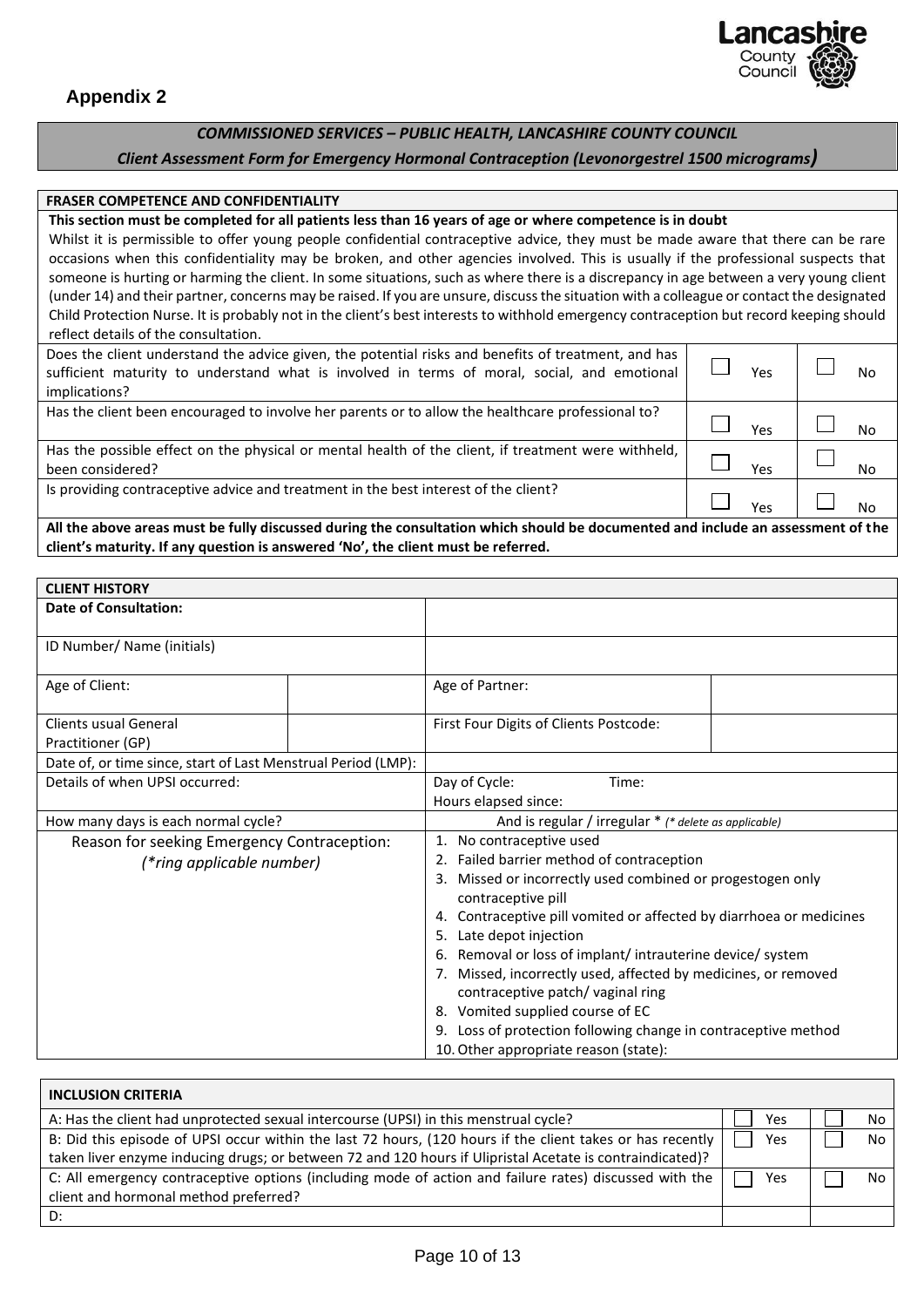## Appendix 2

***COMMISSIONED SERVICES – PUBLIC HEALTH, LANCASHIRE COUNTY COUNCIL***

***Client Assessment Form for Emergency Hormonal Contraception (Levonorgestrel 1500 micrograms)***

| **FRASER COMPETENCE AND CONFIDENTIALITY** | | |
|---|---|---|
| **This section must be completed for all patients less than 16 years of age or where competence is in doubt** Whilst it is permissible to offer young people confidential contraceptive advice, they must be made aware that there can be rare occasions when this confidentiality may be broken, and other agencies involved. This is usually if the professional suspects that someone is hurting or harming the client. In some situations, such as where there is a discrepancy in age between a very young client (under 14) and their partner, concerns may be raised. If you are unsure, discuss the situation with a colleague or contact the designated Child Protection Nurse. It is probably not in the client's best interests to withhold emergency contraception but record keeping should reflect details of the consultation. | | |
| Does the client understand the advice given, the potential risks and benefits of treatment, and has sufficient maturity to understand what is involved in terms of moral, social, and emotional implications? | ☐ Yes | ☐ No |
| Has the client been encouraged to involve her parents or to allow the healthcare professional to? | ☐ Yes | ☐ No |
| Has the possible effect on the physical or mental health of the client, if treatment were withheld, been considered? | ☐ Yes | ☐ No |
| Is providing contraceptive advice and treatment in the best interest of the client? | ☐ Yes | ☐ No |
| **All the above areas must be fully discussed during the consultation which should be documented and include an assessment of the client's maturity. If any question is answered 'No', the client must be referred.** | | |

| **CLIENT HISTORY** | | | |
|---|---|---|---|
| **Date of Consultation:** | | | |
| ID Number/ Name (initials) | | | |
| Age of Client: | | Age of Partner: | |
| Clients usual General Practitioner (GP) | | First Four Digits of Clients Postcode: | |
| Date of, or time since, start of Last Menstrual Period (LMP): | | | |
| Details of when UPSI occurred: | | Day of Cycle: Time: Hours elapsed since: | |
| How many days is each normal cycle? | | And is regular / irregular * *(* delete as applicable)* | |
| Reason for seeking Emergency Contraception: *(*ring applicable number)* | | 1. No contraceptive used<br>2. Failed barrier method of contraception<br>3. Missed or incorrectly used combined or progestogen only contraceptive pill<br>4. Contraceptive pill vomited or affected by diarrhoea or medicines<br>5. Late depot injection<br>6. Removal or loss of implant/ intrauterine device/ system<br>7. Missed, incorrectly used, affected by medicines, or removed contraceptive patch/ vaginal ring<br>8. Vomited supplied course of EC<br>9. Loss of protection following change in contraceptive method<br>10. Other appropriate reason (state): | |

| **INCLUSION CRITERIA** | | |
|---|---|---|
| A: Has the client had unprotected sexual intercourse (UPSI) in this menstrual cycle? | ☐ Yes | ☐ No |
| B: Did this episode of UPSI occur within the last 72 hours, (120 hours if the client takes or has recently taken liver enzyme inducing drugs; or between 72 and 120 hours if Ulipristal Acetate is contraindicated)? | ☐ Yes | ☐ No |
| C: All emergency contraceptive options (including mode of action and failure rates) discussed with the client and hormonal method preferred? | ☐ Yes | ☐ No |
| D: | | |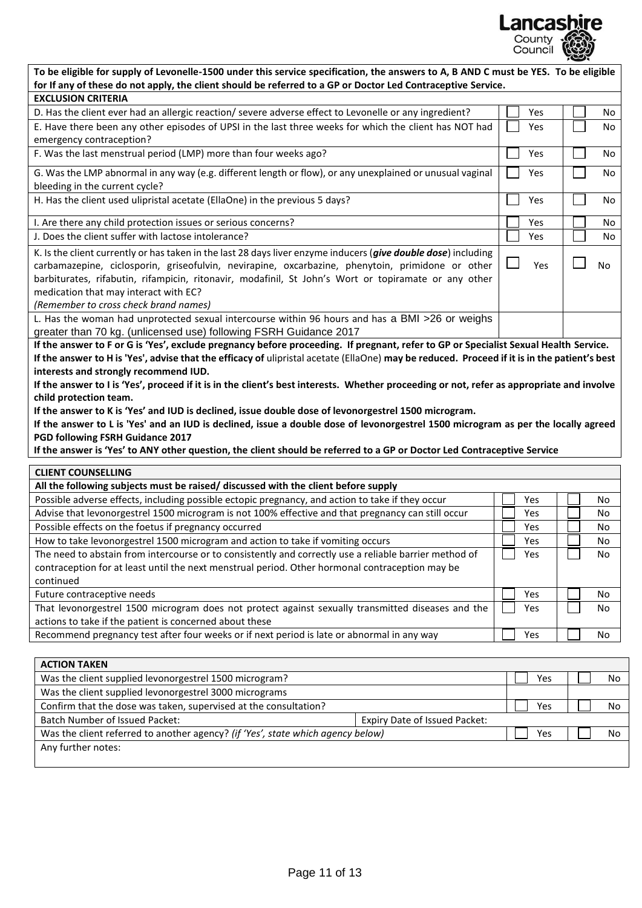**To be eligible for supply of Levonelle-1500 under this service specification, the answers to A, B AND C must be YES. To be eligible for If any of these do not apply, the client should be referred to a GP or Doctor Led Contraceptive Service.**

| **EXCLUSION CRITERIA** | | |
|---|---|---|
| D. Has the client ever had an allergic reaction/ severe adverse effect to Levonelle or any ingredient? | ☐ Yes | ☐ No |
| E. Have there been any other episodes of UPSI in the last three weeks for which the client has NOT had emergency contraception? | ☐ Yes | ☐ No |
| F. Was the last menstrual period (LMP) more than four weeks ago? | ☐ Yes | ☐ No |
| G. Was the LMP abnormal in any way (e.g. different length or flow), or any unexplained or unusual vaginal bleeding in the current cycle? | ☐ Yes | ☐ No |
| H. Has the client used ulipristal acetate (EllaOne) in the previous 5 days? | ☐ Yes | ☐ No |
| I. Are there any child protection issues or serious concerns? | ☐ Yes | ☐ No |
| J. Does the client suffer with lactose intolerance? | ☐ Yes | ☐ No |
| K. Is the client currently or has taken in the last 28 days liver enzyme inducers (***give double dose***) including carbamazepine, ciclosporin, griseofulvin, nevirapine, oxcarbazine, phenytoin, primidone or other barbiturates, rifabutin, rifampicin, ritonavir, modafinil, St John's Wort or topiramate or any other medication that may interact with EC? *(Remember to cross check brand names)* | ☐ Yes | ☐ No |
| L. Has the woman had unprotected sexual intercourse within 96 hours and has a BMI >26 or weighs greater than 70 kg. (unlicensed use) following FSRH Guidance 2017 | | |

**If the answer to F or G is 'Yes', exclude pregnancy before proceeding. If pregnant, refer to GP or Specialist Sexual Health Service.**
**If the answer to H is 'Yes', advise that the efficacy of** ulipristal acetate (EllaOne) **may be reduced. Proceed if it is in the patient's best interests and strongly recommend IUD.**
**If the answer to I is 'Yes', proceed if it is in the client's best interests. Whether proceeding or not, refer as appropriate and involve child protection team.**
**If the answer to K is 'Yes' and IUD is declined, issue double dose of levonorgestrel 1500 microgram.**
**If the answer to L is 'Yes' and an IUD is declined, issue a double dose of levonorgestrel 1500 microgram as per the locally agreed PGD following FSRH Guidance 2017**
**If the answer is 'Yes' to ANY other question, the client should be referred to a GP or Doctor Led Contraceptive Service**

| **CLIENT COUNSELLING** | | |
|---|---|---|
| **All the following subjects must be raised/ discussed with the client before supply** | | |
| Possible adverse effects, including possible ectopic pregnancy, and action to take if they occur | ☐ Yes | ☐ No |
| Advise that levonorgestrel 1500 microgram is not 100% effective and that pregnancy can still occur | ☐ Yes | ☐ No |
| Possible effects on the foetus if pregnancy occurred | ☐ Yes | ☐ No |
| How to take levonorgestrel 1500 microgram and action to take if vomiting occurs | ☐ Yes | ☐ No |
| The need to abstain from intercourse or to consistently and correctly use a reliable barrier method of contraception for at least until the next menstrual period. Other hormonal contraception may be continued | ☐ Yes | ☐ No |
| Future contraceptive needs | ☐ Yes | ☐ No |
| That levonorgestrel 1500 microgram does not protect against sexually transmitted diseases and the actions to take if the patient is concerned about these | ☐ Yes | ☐ No |
| Recommend pregnancy test after four weeks or if next period is late or abnormal in any way | ☐ Yes | ☐ No |

| **ACTION TAKEN** | | | |
|---|---|---|---|
| Was the client supplied levonorgestrel 1500 microgram? | | ☐ Yes | ☐ No |
| Was the client supplied levonorgestrel 3000 micrograms | | | |
| Confirm that the dose was taken, supervised at the consultation? | | ☐ Yes | ☐ No |
| Batch Number of Issued Packet: | Expiry Date of Issued Packet: | | |
| Was the client referred to another agency? *(if 'Yes', state which agency below)* | | ☐ Yes | ☐ No |
| Any further notes: | | | |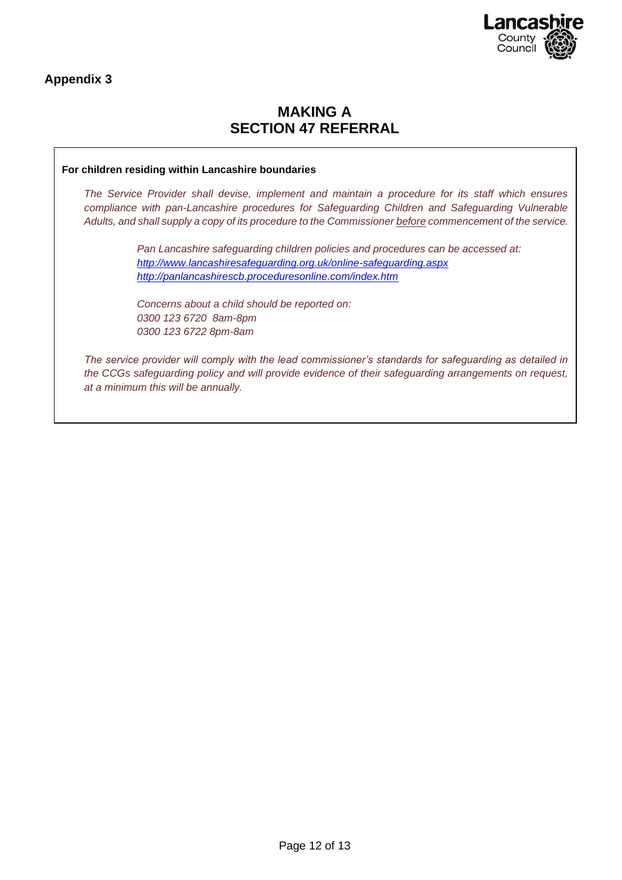**Appendix 3**

# MAKING A SECTION 47 REFERRAL

**For children residing within Lancashire boundaries**

*The Service Provider shall devise, implement and maintain a procedure for its staff which ensures compliance with pan-Lancashire procedures for Safeguarding Children and Safeguarding Vulnerable Adults, and shall supply a copy of its procedure to the Commissioner before commencement of the service.*

*Pan Lancashire safeguarding children policies and procedures can be accessed at:*
*http://www.lancashiresafeguarding.org.uk/online-safeguarding.aspx*
*http://panlancashirescb.proceduresonline.com/index.htm*

*Concerns about a child should be reported on:*
*0300 123 6720 8am-8pm*
*0300 123 6722 8pm-8am*

*The service provider will comply with the lead commissioner's standards for safeguarding as detailed in the CCGs safeguarding policy and will provide evidence of their safeguarding arrangements on request, at a minimum this will be annually.*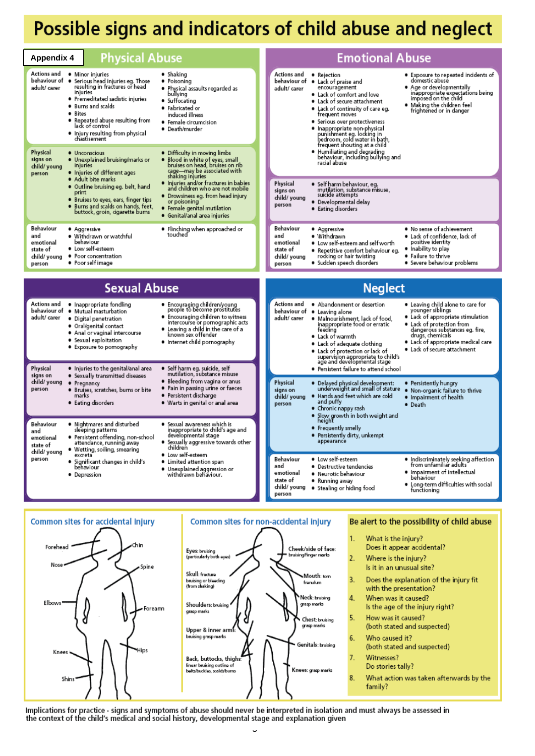# Possible signs and indicators of child abuse and neglect

**Appendix 4**

## Physical Abuse

**Actions and behaviour of adult/ carer**

- Minor injuries
- Serious head injuries eg. Those resulting in fractures or head injuries
- Premeditated sadistic injuries
- Burns and scalds
- Bites
- Repeated abuse resulting from lack of control
- Injury resulting from physical chastisement
- Shaking
- Poisoning
- Physical assaults regarded as bullying
- Suffocating
- Fabricated or induced illness
- Female circumcision
- Death/murder

**Physical signs on child/ young person**

- Unconscious
- Unexplained bruising/marks or injuries
- Injuries of different ages
- Adult bite marks
- Outline bruising eg. belt, hand print
- Bruises to eyes, ears, finger tips
- Burns and scalds on hands, feet, buttock, groin, cigarette burns
- Difficulty in moving limbs
- Blood in white of eyes, small bruises on head, bruises on rib cage—may be associated with shaking injuries
- Injuries and/or fractures in babies and children who are not mobile
- Drowsiness eg. from head injury or poisoning
- Female genital mutilation
- Genital/anal area injuries

**Behaviour and emotional state of child/ young person**

- Aggressive
- Withdrawn or watchful behaviour
- Low self-esteem
- Poor concentration
- Poor self image
- Flinching when approached or touched

## Emotional Abuse

**Actions and behaviour of adult/ carer**

- Rejection
- Lack of praise and encouragement
- Lack of comfort and love
- Lack of secure attachment
- Lack of continuity of care eg. frequent moves
- Serious over protectiveness
- Inappropriate non-physical punishment eg. locking in bedroom, cold water in bath, frequent shouting at a child
- Humiliating and degrading behaviour, including bullying and racial abuse
- Exposure to repeated incidents of domestic abuse
- Age or developmentally inappropriate expectations being imposed on the child
- Making the children feel frightened or in danger

**Physical signs on child/ young person**

- Self harm behaviour, eg. mutilation, substance misuse, suicide attempts
- Developmental delay
- Eating disorders

**Behaviour and emotional state of child/ young person**

- Aggressive
- Withdrawn
- Low self-esteem and self worth
- Repetitive comfort behaviour eg. rocking or hair twisting
- Sudden speech disorders
- No sense of achievement
- Lack of confidence, lack of positive identity
- Inability to play
- Failure to thrive
- Severe behaviour problems

## Sexual Abuse

**Actions and behaviour of adult/ carer**

- Inappropriate fondling
- Mutual masturbation
- Digital penetration
- Oral/genital contact
- Anal or vaginal intercourse
- Sexual exploitation
- Exposure to pornography
- Encouraging children/young people to become prostitutes
- Encouraging children to witness intercourse or pornographic acts
- Leaving a child in the care of a known sex offender
- Internet child pornography

**Physical signs on child/ young person**

- Injuries to the genital/anal area
- Sexually transmitted diseases
- Pregnancy
- Bruises, scratches, burns or bite marks
- Eating disorders
- Self harm eg. suicide, self mutilation, substance misuse
- Bleeding from vagina or anus
- Pain in passing urine or faeces
- Persistent discharge
- Warts in genital or anal area

**Behaviour and emotional state of child/ young person**

- Nightmares and disturbed sleeping patterns
- Persistent offending, non-school attendance, running away
- Wetting, soiling, smearing excreta
- Significant changes in child's behaviour
- Depression
- Sexual awareness which is inappropriate to child's age and developmental stage
- Sexually aggressive towards other children
- Low self-esteem
- Limited attention span
- Unexplained aggression or withdrawn behaviour.

## Neglect

**Actions and behaviour of adult/ carer**

- Abandonment or desertion
- Leaving alone
- Malnourishment, lack of food, inappropriate food or erratic feeding
- Lack of warmth
- Lack of adequate clothing
- Lack of protection or lack of supervision appropriate to child's age and developmental stage
- Persistent failure to attend school
- Leaving child alone to care for younger siblings
- Lack of appropriate stimulation
- Lack of protection from dangerous substances eg. fire, drugs, chemicals
- Lack of appropriate medical care
- Lack of secure attachment

**Physical signs on child/ young person**

- Delayed physical development: underweight and small of stature
- Hands and feet which are cold and puffy
- Chronic nappy rash
- Slow growth in both weight and height
- Frequently smelly
- Persistently dirty, unkempt appearance
- Persistently hungry
- Non-organic failure to thrive
- Impairment of health
- Death

**Behaviour and emotional state of child/ young person**

- Low self-esteem
- Destructive tendencies
- Neurotic behaviour
- Running away
- Stealing or hiding food
- Indiscriminately seeking affection from unfamiliar adults
- Impairment of intellectual behaviour
- Long-term difficulties with social functioning

## Common sites for accidental injury

Forehead
Chin
Nose
Spine
Elbows
Forearm
Knees
Hips
Shins

## Common sites for non-accidental injury

Eyes: bruising (particularly both eyes)
Skull: fracture bruising or bleeding (from shaking)
Shoulders: bruising grasp marks
Upper & inner arms: bruising grasp marks
Back, buttocks, thighs: linear bruising outline of belts/buckles, scalds/burns
Cheek/side of face: bruising/finger marks
Mouth: torn frenulum
Neck: bruising grasp marks
Chest: bruising grasp marks
Genitals: bruising
Knees: grasp marks

## Be alert to the possibility of child abuse

1. What is the injury? Does it appear accidental?
2. Where is the injury? Is it in an unusual site?
3. Does the explanation of the injury fit with the presentation?
4. When was it caused? Is the age of the injury right?
5. How was it caused? (both stated and suspected)
6. Who caused it? (both stated and suspected)
7. Witnesses? Do stories tally?
8. What action was taken afterwards by the family?

Implications for practice - signs and symptoms of abuse should never be interpreted in isolation and must always be assessed in the context of the child's medical and social history, developmental stage and explanation given